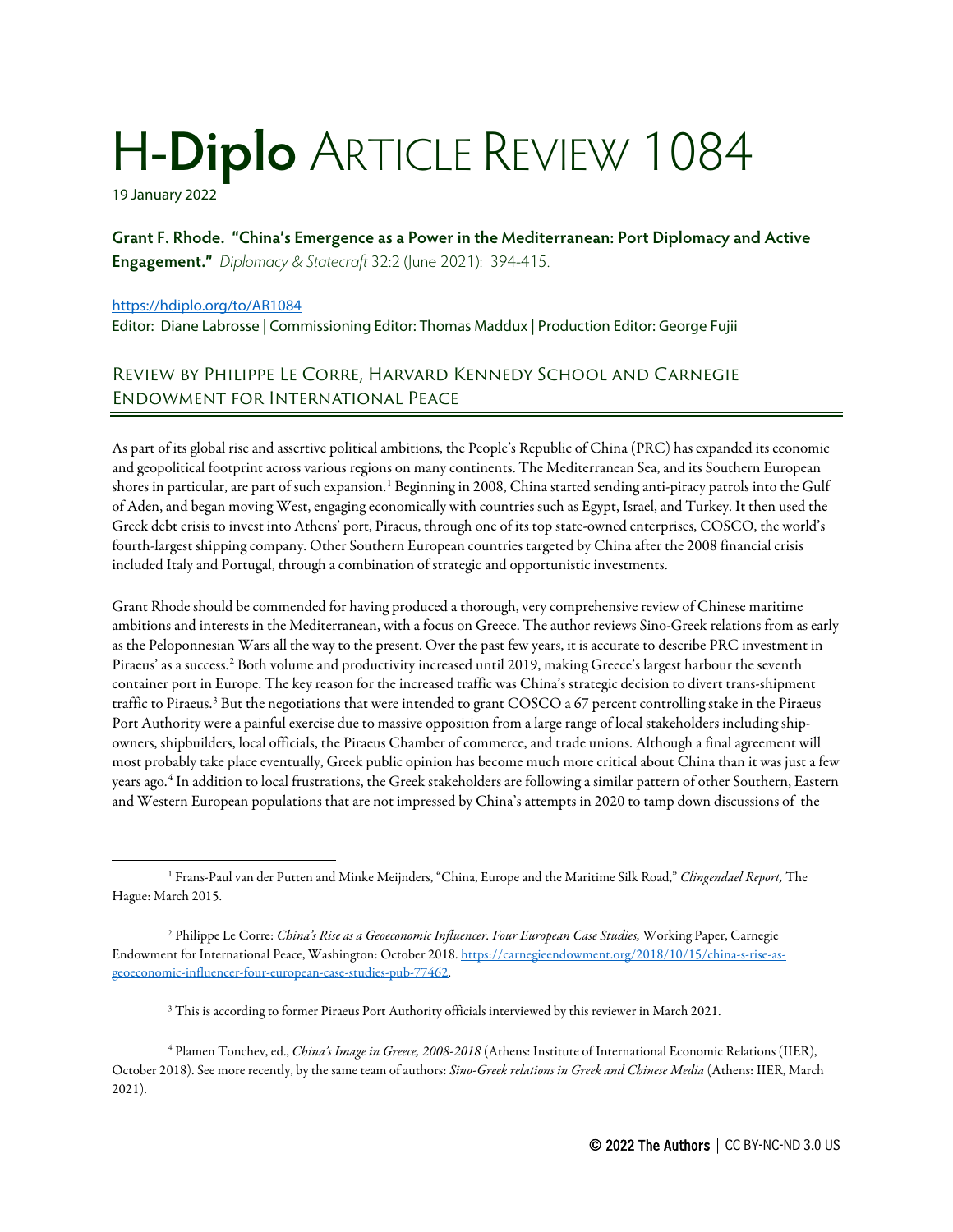# H-Diplo ARTICLE REVIEW 1084

19 January 2022

**Grant F. Rhode. "China's Emergence as a Power in the Mediterranean: Port Diplomacy and Active Engagement."** *Diplomacy & Statecraft* 32:2 (June 2021): 394-415.

https://hdiplo.org/to/AR1084

Editor: Diane Labrosse | Commissioning Editor: Thomas Maddux | Production Editor: George Fujii

## Review by Philippe Le Corre, Harvard Kennedy School and Carnegie Endowment for International Peace

As part of its global rise and assertive political ambitions, the People's Republic of China (PRC) has expanded its economic and geopolitical footprint across various regions on many continents. The Mediterranean Sea, and its Southern European shores in particular, are part of such expansion.[1] Beginning in 2008, China started sending anti-piracy patrols into the Gulf of Aden, and began moving West, engaging economically with countries such as Egypt, Israel, and Turkey. It then used the Greek debt crisis to invest into Athens' port, Piraeus, through one of its top state-owned enterprises, COSCO, the world's fourth-largest shipping company. Other Southern European countries targeted by China after the 2008 financial crisis included Italy and Portugal, through a combination of strategic and opportunistic investments.

Grant Rhode should be commended for having produced a thorough, very comprehensive review of Chinese maritime ambitions and interests in the Mediterranean, with a focus on Greece. The author reviews Sino-Greek relations from as early as the Peloponnesian Wars all the way to the present. Over the past few years, it is accurate to describe PRC investment in Piraeus' as a success.[2] Both volume and productivity increased until 2019, making Greece's largest harbour the seventh container port in Europe. The key reason for the increased traffic was China's strategic decision to divert trans-shipment traffic to Piraeus.[3] But the negotiations that were intended to grant COSCO a 67 percent controlling stake in the Piraeus Port Authority were a painful exercise due to massive opposition from a large range of local stakeholders including ship-owners, shipbuilders, local officials, the Piraeus Chamber of commerce, and trade unions. Although a final agreement will most probably take place eventually, Greek public opinion has become much more critical about China than it was just a few years ago.[4] In addition to local frustrations, the Greek stakeholders are following a similar pattern of other Southern, Eastern and Western European populations that are not impressed by China's attempts in 2020 to tamp down discussions of the

---

[1] Frans-Paul van der Putten and Minke Meijnders, "China, Europe and the Maritime Silk Road," *Clingendael Report,* The Hague: March 2015.

[2] Philippe Le Corre: *China's Rise as a Geoeconomic Influencer. Four European Case Studies,* Working Paper, Carnegie Endowment for International Peace, Washington: October 2018. https://carnegieendowment.org/2018/10/15/china-s-rise-as-geoeconomic-influencer-four-european-case-studies-pub-77462.

[3] This is according to former Piraeus Port Authority officials interviewed by this reviewer in March 2021.

[4] Plamen Tonchev, ed., *China's Image in Greece, 2008-2018* (Athens: Institute of International Economic Relations (IIER), October 2018). See more recently, by the same team of authors: *Sino-Greek relations in Greek and Chinese Media* (Athens: IIER, March 2021).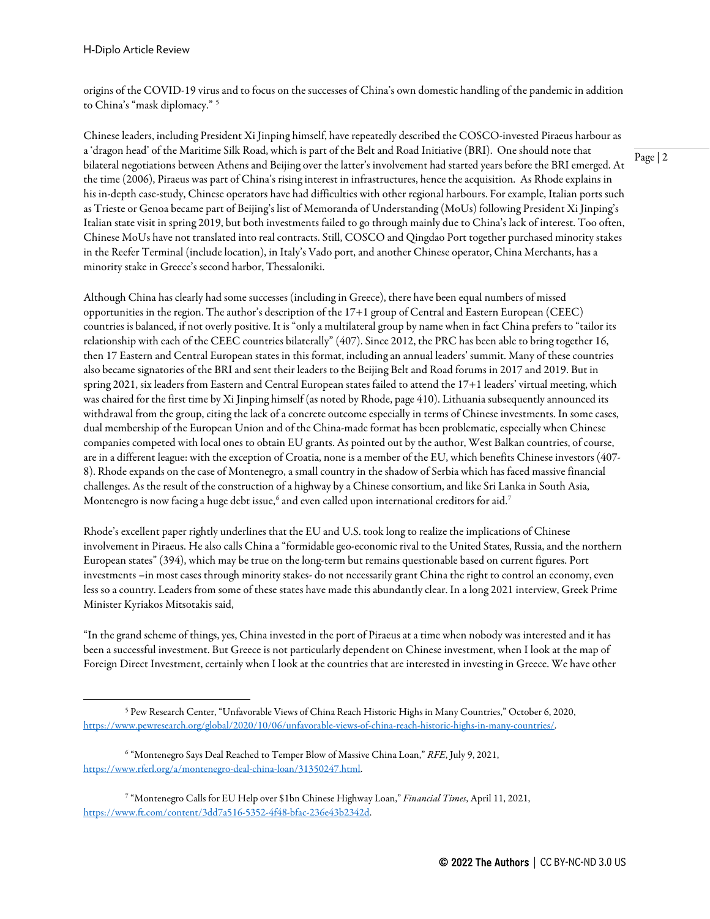origins of the COVID-19 virus and to focus on the successes of China's own domestic handling of the pandemic in addition to China's "mask diplomacy." [5]

Chinese leaders, including President Xi Jinping himself, have repeatedly described the COSCO-invested Piraeus harbour as a 'dragon head' of the Maritime Silk Road, which is part of the Belt and Road Initiative (BRI). One should note that bilateral negotiations between Athens and Beijing over the latter's involvement had started years before the BRI emerged. At the time (2006), Piraeus was part of China's rising interest in infrastructures, hence the acquisition. As Rhode explains in his in-depth case-study, Chinese operators have had difficulties with other regional harbours. For example, Italian ports such as Trieste or Genoa became part of Beijing's list of Memoranda of Understanding (MoUs) following President Xi Jinping's Italian state visit in spring 2019, but both investments failed to go through mainly due to China's lack of interest. Too often, Chinese MoUs have not translated into real contracts. Still, COSCO and Qingdao Port together purchased minority stakes in the Reefer Terminal (include location), in Italy's Vado port, and another Chinese operator, China Merchants, has a minority stake in Greece's second harbor, Thessaloniki.

Although China has clearly had some successes (including in Greece), there have been equal numbers of missed opportunities in the region. The author's description of the 17+1 group of Central and Eastern European (CEEC) countries is balanced, if not overly positive. It is "only a multilateral group by name when in fact China prefers to "tailor its relationship with each of the CEEC countries bilaterally" (407). Since 2012, the PRC has been able to bring together 16, then 17 Eastern and Central European states in this format, including an annual leaders' summit. Many of these countries also became signatories of the BRI and sent their leaders to the Beijing Belt and Road forums in 2017 and 2019. But in spring 2021, six leaders from Eastern and Central European states failed to attend the 17+1 leaders' virtual meeting, which was chaired for the first time by Xi Jinping himself (as noted by Rhode, page 410). Lithuania subsequently announced its withdrawal from the group, citing the lack of a concrete outcome especially in terms of Chinese investments. In some cases, dual membership of the European Union and of the China-made format has been problematic, especially when Chinese companies competed with local ones to obtain EU grants. As pointed out by the author, West Balkan countries, of course, are in a different league: with the exception of Croatia, none is a member of the EU, which benefits Chinese investors (407-8). Rhode expands on the case of Montenegro, a small country in the shadow of Serbia which has faced massive financial challenges. As the result of the construction of a highway by a Chinese consortium, and like Sri Lanka in South Asia, Montenegro is now facing a huge debt issue,[6] and even called upon international creditors for aid.[7]

Rhode's excellent paper rightly underlines that the EU and U.S. took long to realize the implications of Chinese involvement in Piraeus. He also calls China a "formidable geo-economic rival to the United States, Russia, and the northern European states" (394), which may be true on the long-term but remains questionable based on current figures. Port investments –in most cases through minority stakes- do not necessarily grant China the right to control an economy, even less so a country. Leaders from some of these states have made this abundantly clear. In a long 2021 interview, Greek Prime Minister Kyriakos Mitsotakis said,

"In the grand scheme of things, yes, China invested in the port of Piraeus at a time when nobody was interested and it has been a successful investment. But Greece is not particularly dependent on Chinese investment, when I look at the map of Foreign Direct Investment, certainly when I look at the countries that are interested in investing in Greece. We have other

---

[5] Pew Research Center, "Unfavorable Views of China Reach Historic Highs in Many Countries," October 6, 2020, https://www.pewresearch.org/global/2020/10/06/unfavorable-views-of-china-reach-historic-highs-in-many-countries/.

[6] "Montenegro Says Deal Reached to Temper Blow of Massive China Loan," *RFE*, July 9, 2021, https://www.rferl.org/a/montenegro-deal-china-loan/31350247.html.

[7] "Montenegro Calls for EU Help over $1bn Chinese Highway Loan," *Financial Times*, April 11, 2021, https://www.ft.com/content/3dd7a516-5352-4f48-bfac-236e43b2342d.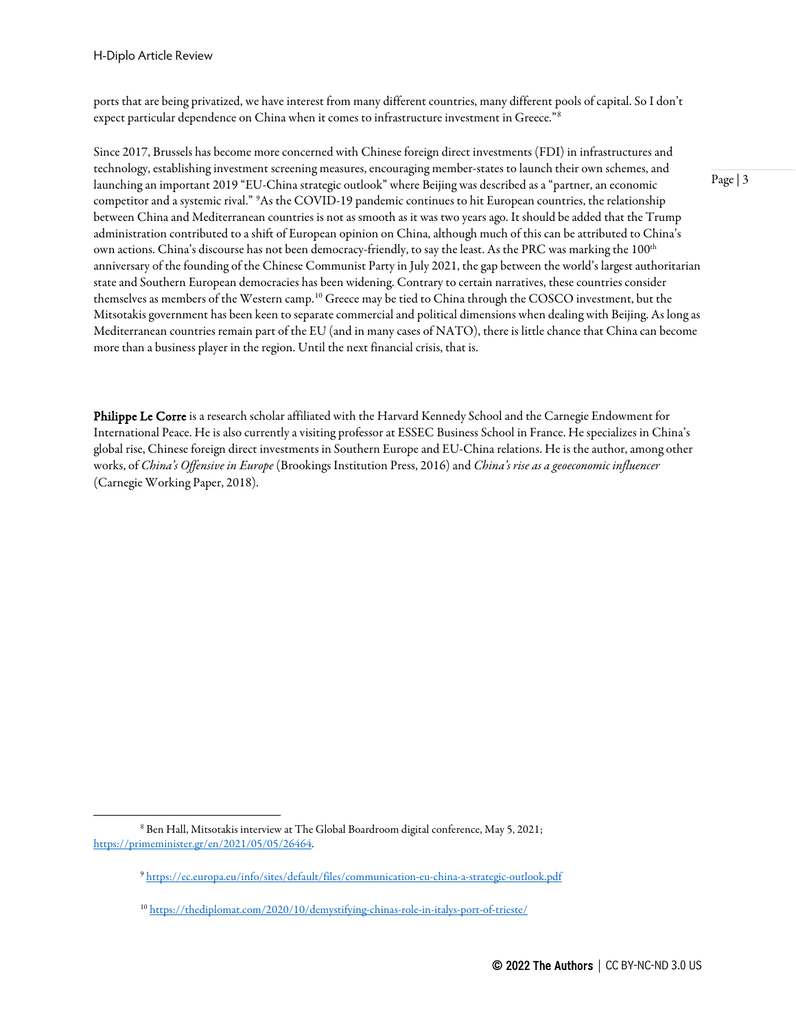ports that are being privatized, we have interest from many different countries, many different pools of capital. So I don't expect particular dependence on China when it comes to infrastructure investment in Greece."[8]

Since 2017, Brussels has become more concerned with Chinese foreign direct investments (FDI) in infrastructures and technology, establishing investment screening measures, encouraging member-states to launch their own schemes, and launching an important 2019 "EU-China strategic outlook" where Beijing was described as a "partner, an economic competitor and a systemic rival." [9]As the COVID-19 pandemic continues to hit European countries, the relationship between China and Mediterranean countries is not as smooth as it was two years ago. It should be added that the Trump administration contributed to a shift of European opinion on China, although much of this can be attributed to China's own actions. China's discourse has not been democracy-friendly, to say the least. As the PRC was marking the 100th anniversary of the founding of the Chinese Communist Party in July 2021, the gap between the world's largest authoritarian state and Southern European democracies has been widening. Contrary to certain narratives, these countries consider themselves as members of the Western camp.[10] Greece may be tied to China through the COSCO investment, but the Mitsotakis government has been keen to separate commercial and political dimensions when dealing with Beijing. As long as Mediterranean countries remain part of the EU (and in many cases of NATO), there is little chance that China can become more than a business player in the region. Until the next financial crisis, that is.

**Philippe Le Corre** is a research scholar affiliated with the Harvard Kennedy School and the Carnegie Endowment for International Peace. He is also currently a visiting professor at ESSEC Business School in France. He specializes in China's global rise, Chinese foreign direct investments in Southern Europe and EU-China relations. He is the author, among other works, of *China's Offensive in Europe* (Brookings Institution Press, 2016) and *China's rise as a geoeconomic influencer* (Carnegie Working Paper, 2018).

---

[8] Ben Hall, Mitsotakis interview at The Global Boardroom digital conference, May 5, 2021; https://primeminister.gr/en/2021/05/05/26464.

[9] https://ec.europa.eu/info/sites/default/files/communication-eu-china-a-strategic-outlook.pdf

[10] https://thediplomat.com/2020/10/demystifying-chinas-role-in-italys-port-of-trieste/

© 2022 The Authors | CC BY-NC-ND 3.0 US